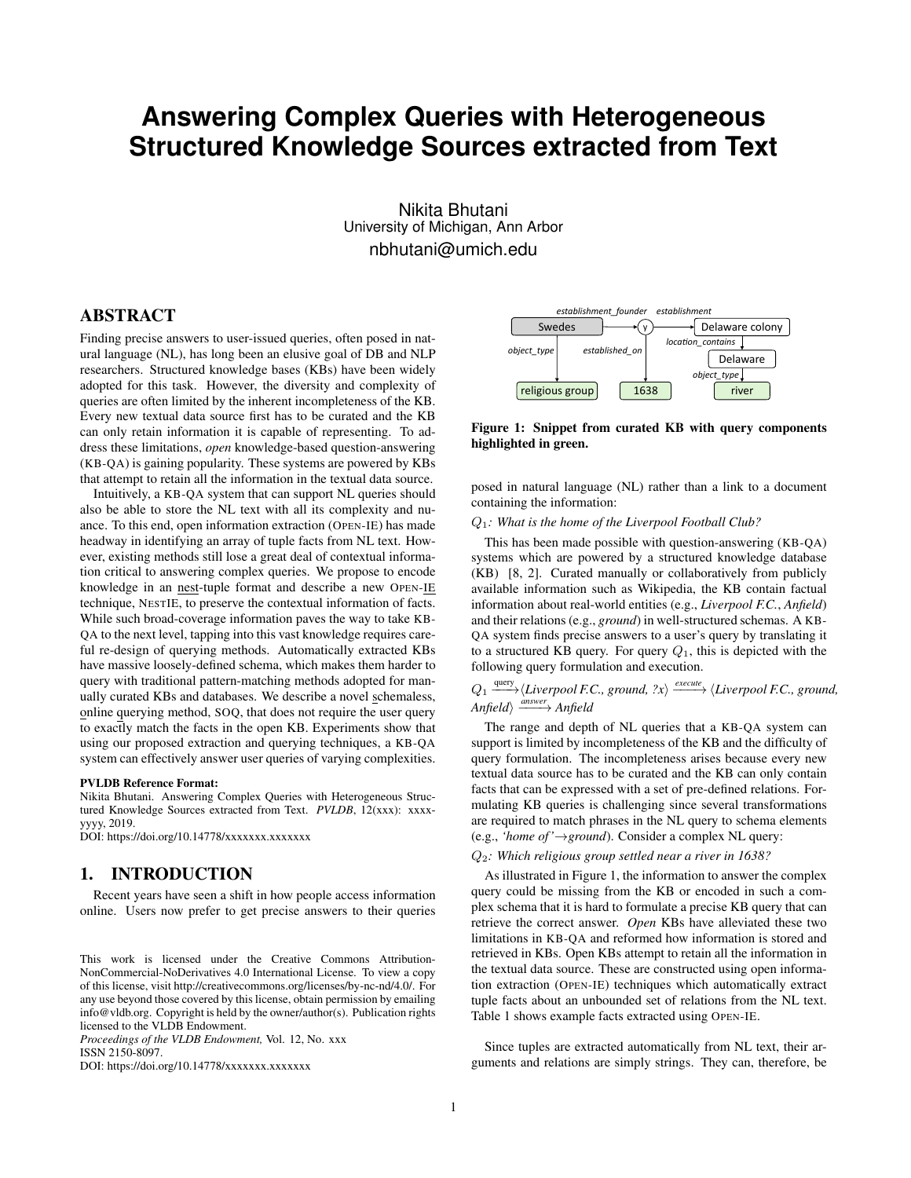# Answering Complex Queries with Heterogeneous Structured Knowledge Sources extracted from Text

Nikita Bhutani
University of Michigan, Ann Arbor
nbhutani@umich.edu

## ABSTRACT

Finding precise answers to user-issued queries, often posed in natural language (NL), has long been an elusive goal of DB and NLP researchers. Structured knowledge bases (KBs) have been widely adopted for this task. However, the diversity and complexity of queries are often limited by the inherent incompleteness of the KB. Every new textual data source first has to be curated and the KB can only retain information it is capable of representing. To address these limitations, *open* knowledge-based question-answering (KB-QA) is gaining popularity. These systems are powered by KBs that attempt to retain all the information in the textual data source.

Intuitively, a KB-QA system that can support NL queries should also be able to store the NL text with all its complexity and nuance. To this end, open information extraction (OPEN-IE) has made headway in identifying an array of tuple facts from NL text. However, existing methods still lose a great deal of contextual information critical to answering complex queries. We propose to encode knowledge in an nest-tuple format and describe a new OPEN-IE technique, NESTIE, to preserve the contextual information of facts. While such broad-coverage information paves the way to take KB-QA to the next level, tapping into this vast knowledge requires careful re-design of querying methods. Automatically extracted KBs have massive loosely-defined schema, which makes them harder to query with traditional pattern-matching methods adopted for manually curated KBs and databases. We describe a novel schemaless, online querying method, SOQ, that does not require the user query to exactly match the facts in the open KB. Experiments show that using our proposed extraction and querying techniques, a KB-QA system can effectively answer user queries of varying complexities.

**PVLDB Reference Format:**
Nikita Bhutani. Answering Complex Queries with Heterogeneous Structured Knowledge Sources extracted from Text. *PVLDB*, 12(xxx): xxxx-yyyy, 2019.
DOI: https://doi.org/10.14778/xxxxxxx.xxxxxxx

## 1. INTRODUCTION

Recent years have seen a shift in how people access information online. Users now prefer to get precise answers to their queries posed in natural language (NL) rather than a link to a document containing the information:

$Q_1$: *What is the home of the Liverpool Football Club?*

This has been made possible with question-answering (KB-QA) systems which are powered by a structured knowledge database (KB) [8, 2]. Curated manually or collaboratively from publicly available information such as Wikipedia, the KB contain factual information about real-world entities (e.g., *Liverpool F.C.*, *Anfield*) and their relations (e.g., *ground*) in well-structured schemas. A KB-QA system finds precise answers to a user's query by translating it to a structured KB query. For query $Q_1$, this is depicted with the following query formulation and execution.

$Q_1 \xrightarrow{\text{query}} \langle$*Liverpool F.C., ground, ?x*$\rangle \xrightarrow{\text{execute}} \langle$*Liverpool F.C., ground, Anfield*$\rangle \xrightarrow{\text{answer}}$ *Anfield*

The range and depth of NL queries that a KB-QA system can support is limited by incompleteness of the KB and the difficulty of query formulation. The incompleteness arises because every new textual data source has to be curated and the KB can only contain facts that can be expressed with a set of pre-defined relations. Formulating KB queries is challenging since several transformations are required to match phrases in the NL query to schema elements (e.g., *'home of'*→*ground*). Consider a complex NL query:

$Q_2$: *Which religious group settled near a river in 1638?*

As illustrated in Figure 1, the information to answer the complex query could be missing from the KB or encoded in such a complex schema that it is hard to formulate a precise KB query that can retrieve the correct answer. *Open* KBs have alleviated these two limitations in KB-QA and reformed how information is stored and retrieved in KBs. Open KBs attempt to retain all the information in the textual data source. These are constructed using open information extraction (OPEN-IE) techniques which automatically extract tuple facts about an unbounded set of relations from the NL text. Table 1 shows example facts extracted using OPEN-IE.

Since tuples are extracted automatically from NL text, their arguments and relations are simply strings. They can, therefore, be

**Figure 1: Snippet from curated KB with query components highlighted in green.**

This work is licensed under the Creative Commons Attribution-NonCommercial-NoDerivatives 4.0 International License. To view a copy of this license, visit http://creativecommons.org/licenses/by-nc-nd/4.0/. For any use beyond those covered by this license, obtain permission by emailing info@vldb.org. Copyright is held by the owner/author(s). Publication rights licensed to the VLDB Endowment.
*Proceedings of the VLDB Endowment,* Vol. 12, No. xxx
ISSN 2150-8097.
DOI: https://doi.org/10.14778/xxxxxxx.xxxxxxx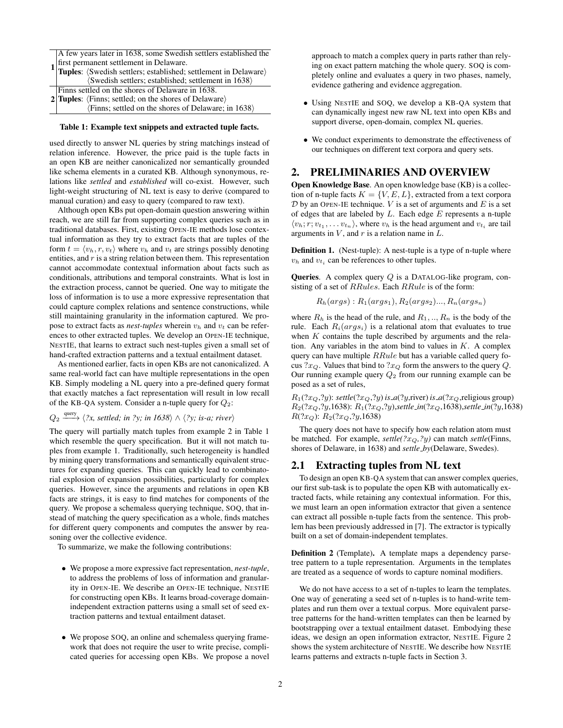| | |
|---|---|
| **1** | A few years later in 1638, some Swedish settlers established the first permanent settlement in Delaware.<br>**Tuples**: ⟨Swedish settlers; established; settlement in Delaware⟩<br>⟨Swedish settlers; established; settlement in 1638⟩ |
| **2** | Finns settled on the shores of Delaware in 1638.<br>**Tuples**: ⟨Finns; settled; on the shores of Delaware⟩<br>⟨Finns; settled on the shores of Delaware; in 1638⟩ |

**Table 1: Example text snippets and extracted tuple facts.**

used directly to answer NL queries by string matchings instead of relation inference. However, the price paid is the tuple facts in an open KB are neither canonicalized nor semantically grounded like schema elements in a curated KB. Although synonymous, relations like *settled* and *established* will co-exist. However, such light-weight structuring of NL text is easy to derive (compared to manual curation) and easy to query (compared to raw text).

Although open KBs put open-domain question answering within reach, we are still far from supporting complex queries such as in traditional databases. First, existing OPEN-IE methods lose contextual information as they try to extract facts that are tuples of the form $t = \langle v_h, r, v_t \rangle$ where $v_h$ and $v_t$ are strings possibly denoting entities, and $r$ is a string relation between them. This representation cannot accommodate contextual information about facts such as conditionals, attributions and temporal constraints. What is lost in the extraction process, cannot be queried. One way to mitigate the loss of information is to use a more expressive representation that could capture complex relations and sentence constructions, while still maintaining granularity in the information captured. We propose to extract facts as *nest-tuples* wherein $v_h$ and $v_t$ can be references to other extracted tuples. We develop an OPEN-IE technique, NESTIE, that learns to extract such nest-tuples given a small set of hand-crafted extraction patterns and a textual entailment dataset.

As mentioned earlier, facts in open KBs are not canonicalized. A same real-world fact can have multiple representations in the open KB. Simply modeling a NL query into a pre-defined query format that exactly matches a fact representation will result in low recall of the KB-QA system. Consider a n-tuple query for $Q_2$:

$Q_2 \xrightarrow{\text{query}}$ ⟨*?x, settled; in ?y; in 1638*⟩ $\wedge$ ⟨*?y; is-a; river*⟩

The query will partially match tuples from example 2 in Table 1 which resemble the query specification. But it will not match tuples from example 1. Traditionally, such heterogeneity is handled by mining query transformations and semantically equivalent structures for expanding queries. This can quickly lead to combinatorial explosion of expansion possibilities, particularly for complex queries. However, since the arguments and relations in open KB facts are strings, it is easy to find matches for components of the query. We propose a schemaless querying technique, SOQ, that instead of matching the query specification as a whole, finds matches for different query components and computes the answer by reasoning over the collective evidence.

To summarize, we make the following contributions:

- We propose a more expressive fact representation, *nest-tuple*, to address the problems of loss of information and granularity in OPEN-IE. We describe an OPEN-IE technique, NESTIE for constructing open KBs. It learns broad-coverage domain-independent extraction patterns using a small set of seed extraction patterns and textual entailment dataset.
- We propose SOQ, an online and schemaless querying framework that does not require the user to write precise, complicated queries for accessing open KBs. We propose a novel approach to match a complex query in parts rather than relying on exact pattern matching the whole query. SOQ is completely online and evaluates a query in two phases, namely, evidence gathering and evidence aggregation.
- Using NESTIE and SOQ, we develop a KB-QA system that can dynamically ingest new raw NL text into open KBs and support diverse, open-domain, complex NL queries.
- We conduct experiments to demonstrate the effectiveness of our techniques on different text corpora and query sets.

## 2. PRELIMINARIES AND OVERVIEW

**Open Knowledge Base**. An open knowledge base (KB) is a collection of n-tuple facts $K = \{V, E, L\}$, extracted from a text corpora $\mathcal{D}$ by an OPEN-IE technique. $V$ is a set of arguments and $E$ is a set of edges that are labeled by $L$. Each edge $E$ represents a n-tuple $\langle v_h; r; v_{t_1}, \ldots v_{t_n} \rangle$, where $v_h$ is the head argument and $v_{t_i}$ are tail arguments in $V$, and $r$ is a relation name in $L$.

**Definition 1.** (Nest-tuple): A nest-tuple is a type of n-tuple where $v_h$ and $v_{t_i}$ can be references to other tuples.

**Queries**. A complex query $Q$ is a DATALOG-like program, consisting of a set of $RRules$. Each $RRule$ is of the form:

$$R_h(args) : R_1(args_1), R_2(args_2)..., R_n(args_n)$$

where $R_h$ is the head of the rule, and $R_1, .., R_n$ is the body of the rule. Each $R_i(args_i)$ is a relational atom that evaluates to true when $K$ contains the tuple described by arguments and the relation. Any variables in the atom bind to values in $K$. A complex query can have multiple $RRule$ but has a variable called query focus $?x_Q$. Values that bind to $?x_Q$ form the answers to the query $Q$. Our running example query $Q_2$ from our running example can be posed as a set of rules,

$R_1(?x_Q,?y)$: *settle*$(?x_Q,?y)$ *is_a*$(?y$,river$)$ *is_a*$(?x_Q$,religious group$)$
$R_2(?x_Q,?y,1638)$: $R_1(?x_Q,?y)$,*settle_in*$(?x_Q,1638)$,*settle_in*$(?y,1638)$
$R(?x_Q)$: $R_2(?x_Q,?y,1638)$

The query does not have to specify how each relation atom must be matched. For example, *settle*$(?x_Q,?y)$ can match *settle*(Finns, shores of Delaware, in 1638) and *settle_by*(Delaware, Swedes).

### 2.1 Extracting tuples from NL text

To design an open KB-QA system that can answer complex queries, our first sub-task is to populate the open KB with automatically extracted facts, while retaining any contextual information. For this, we must learn an open information extractor that given a sentence can extract all possible n-tuple facts from the sentence. This problem has been previously addressed in [7]. The extractor is typically built on a set of domain-independent templates.

**Definition 2** (Template)**.** A template maps a dependency parse-tree pattern to a tuple representation. Arguments in the templates are treated as a sequence of words to capture nominal modifiers.

We do not have access to a set of n-tuples to learn the templates. One way of generating a seed set of n-tuples is to hand-write templates and run them over a textual corpus. More equivalent parse-tree patterns for the hand-written templates can then be learned by bootstrapping over a textual entailment dataset. Embodying these ideas, we design an open information extractor, NESTIE. Figure 2 shows the system architecture of NESTIE. We describe how NESTIE learns patterns and extracts n-tuple facts in Section 3.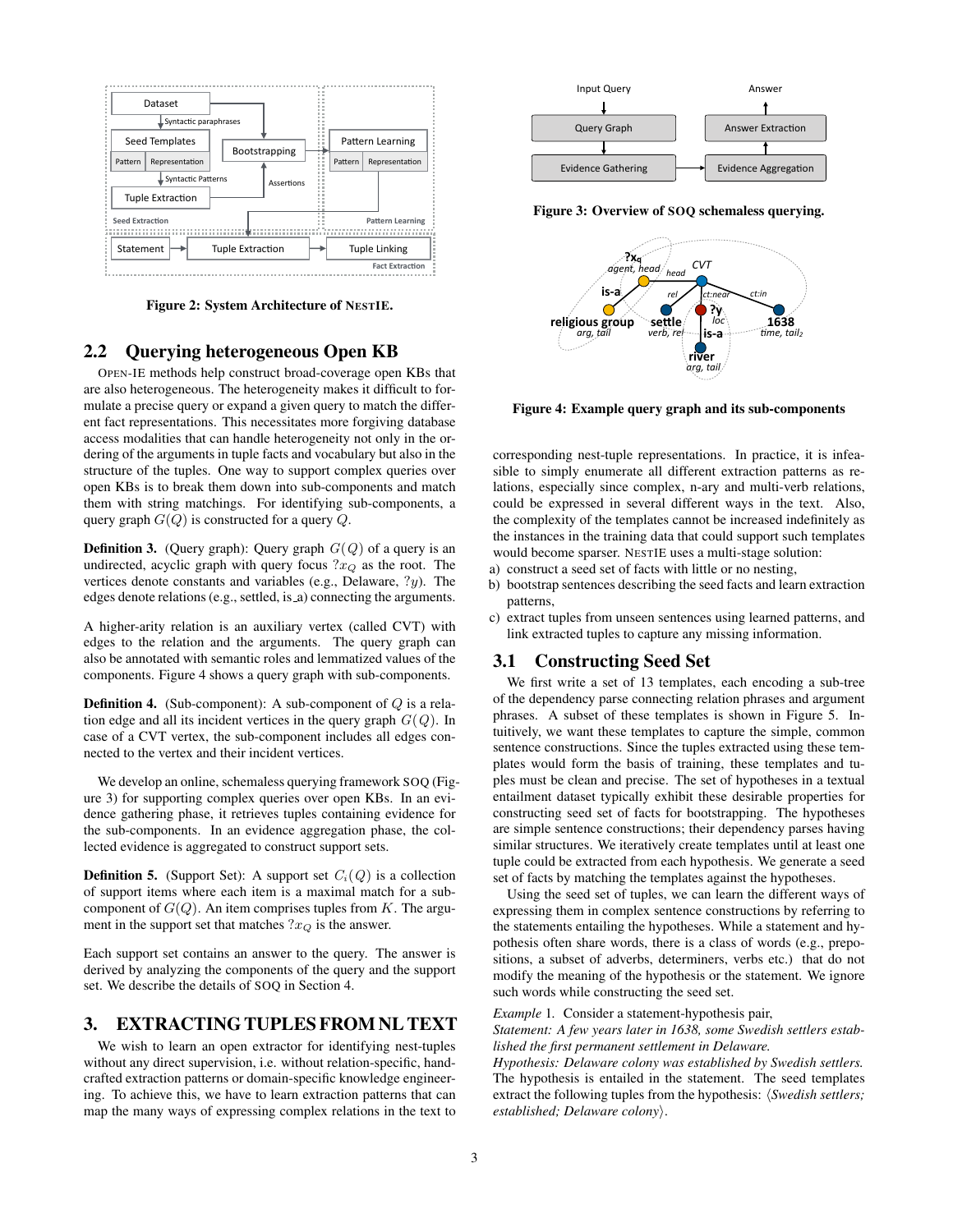Figure 2: System Architecture of NESTIE.

## 2.2 Querying heterogeneous Open KB

OPEN-IE methods help construct broad-coverage open KBs that are also heterogeneous. The heterogeneity makes it difficult to formulate a precise query or expand a given query to match the different fact representations. This necessitates more forgiving database access modalities that can handle heterogeneity not only in the ordering of the arguments in tuple facts and vocabulary but also in the structure of the tuples. One way to support complex queries over open KBs is to break them down into sub-components and match them with string matchings. For identifying sub-components, a query graph $G(Q)$ is constructed for a query $Q$.

**Definition 3.** (Query graph): Query graph $G(Q)$ of a query is an undirected, acyclic graph with query focus $?x_Q$ as the root. The vertices denote constants and variables (e.g., Delaware, $?y$). The edges denote relations (e.g., settled, is_a) connecting the arguments.

A higher-arity relation is an auxiliary vertex (called CVT) with edges to the relation and the arguments. The query graph can also be annotated with semantic roles and lemmatized values of the components. Figure 4 shows a query graph with sub-components.

**Definition 4.** (Sub-component): A sub-component of $Q$ is a relation edge and all its incident vertices in the query graph $G(Q)$. In case of a CVT vertex, the sub-component includes all edges connected to the vertex and their incident vertices.

We develop an online, schemaless querying framework SOQ (Figure 3) for supporting complex queries over open KBs. In an evidence gathering phase, it retrieves tuples containing evidence for the sub-components. In an evidence aggregation phase, the collected evidence is aggregated to construct support sets.

**Definition 5.** (Support Set): A support set $C_i(Q)$ is a collection of support items where each item is a maximal match for a sub-component of $G(Q)$. An item comprises tuples from $K$. The argument in the support set that matches $?x_Q$ is the answer.

Each support set contains an answer to the query. The answer is derived by analyzing the components of the query and the support set. We describe the details of SOQ in Section 4.

# 3. EXTRACTING TUPLES FROM NL TEXT

We wish to learn an open extractor for identifying nest-tuples without any direct supervision, i.e. without relation-specific, handcrafted extraction patterns or domain-specific knowledge engineering. To achieve this, we have to learn extraction patterns that can map the many ways of expressing complex relations in the text to corresponding nest-tuple representations. In practice, it is infeasible to simply enumerate all different extraction patterns as relations, especially since complex, n-ary and multi-verb relations, could be expressed in several different ways in the text. Also, the complexity of the templates cannot be increased indefinitely as the instances in the training data that could support such templates would become sparser. NESTIE uses a multi-stage solution:

a) construct a seed set of facts with little or no nesting,
b) bootstrap sentences describing the seed facts and learn extraction patterns,
c) extract tuples from unseen sentences using learned patterns, and link extracted tuples to capture any missing information.

Figure 3: Overview of SOQ schemaless querying.

Figure 4: Example query graph and its sub-components

## 3.1 Constructing Seed Set

We first write a set of 13 templates, each encoding a sub-tree of the dependency parse connecting relation phrases and argument phrases. A subset of these templates is shown in Figure 5. Intuitively, we want these templates to capture the simple, common sentence constructions. Since the tuples extracted using these templates would form the basis of training, these templates and tuples must be clean and precise. The set of hypotheses in a textual entailment dataset typically exhibit these desirable properties for constructing seed set of facts for bootstrapping. The hypotheses are simple sentence constructions; their dependency parses having similar structures. We iteratively create templates until at least one tuple could be extracted from each hypothesis. We generate a seed set of facts by matching the templates against the hypotheses.

Using the seed set of tuples, we can learn the different ways of expressing them in complex sentence constructions by referring to the statements entailing the hypotheses. While a statement and hypothesis often share words, there is a class of words (e.g., prepositions, a subset of adverbs, determiners, verbs etc.) that do not modify the meaning of the hypothesis or the statement. We ignore such words while constructing the seed set.

*Example* 1. Consider a statement-hypothesis pair,
*Statement: A few years later in 1638, some Swedish settlers established the first permanent settlement in Delaware.*
*Hypothesis: Delaware colony was established by Swedish settlers.*
The hypothesis is entailed in the statement. The seed templates extract the following tuples from the hypothesis: ⟨*Swedish settlers; established; Delaware colony*⟩.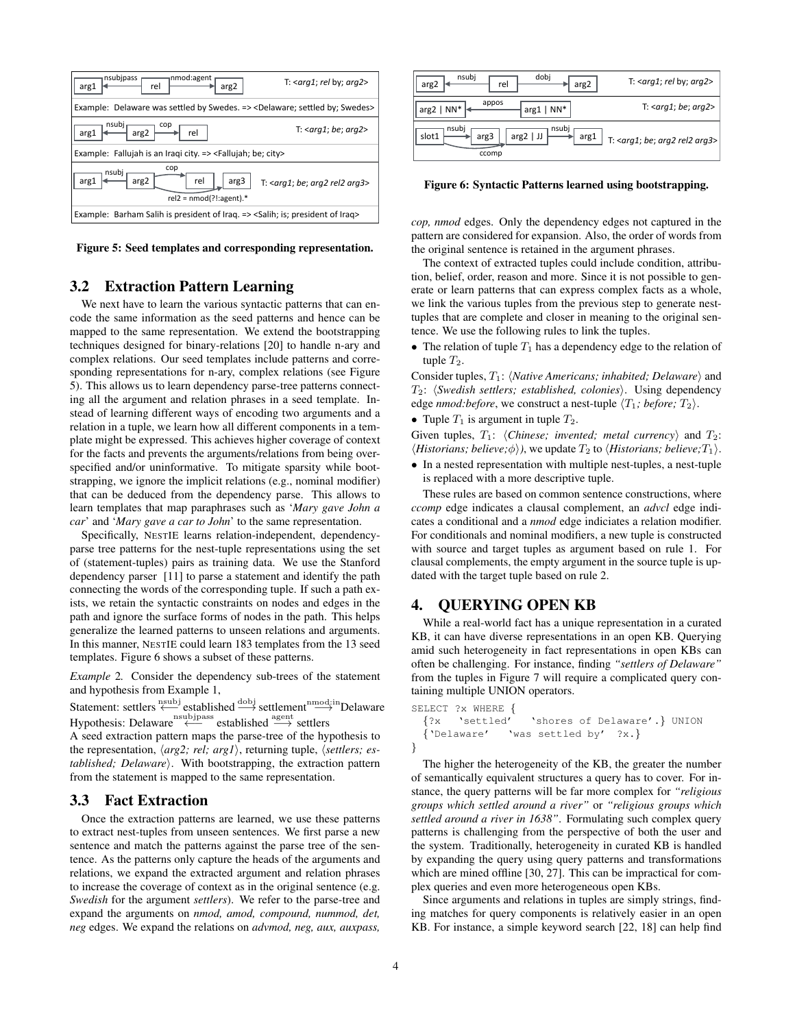| | | |
|---|---|---|
| arg1 ←nsubjpass— rel —nmod:agent→ arg2 | | T: <*arg1*; *rel* by; *arg2*> |
| Example: Delaware was settled by Swedes. => <Delaware; settled by; Swedes> | | |
| arg1 ←nsubj— arg2 —cop→ rel | | T: <*arg1*; *be*; *arg2*> |
| Example: Fallujah is an Iraqi city. => <Fallujah; be; city> | | |
| arg1 ←nsubj— arg2 —cop→ rel, arg3; rel2 = nmod(?!:agent).* | | T: <*arg1*; *be*; *arg2 rel2 arg3*> |
| Example: Barham Salih is president of Iraq. => <Salih; is; president of Iraq> | | |

**Figure 5: Seed templates and corresponding representation.**

## 3.2 Extraction Pattern Learning

We next have to learn the various syntactic patterns that can encode the same information as the seed patterns and hence can be mapped to the same representation. We extend the bootstrapping techniques designed for binary-relations [20] to handle n-ary and complex relations. Our seed templates include patterns and corresponding representations for n-ary, complex relations (see Figure 5). This allows us to learn dependency parse-tree patterns connecting all the argument and relation phrases in a seed template. Instead of learning different ways of encoding two arguments and a relation in a tuple, we learn how all different components in a template might be expressed. This achieves higher coverage of context for the facts and prevents the arguments/relations from being overspecified and/or uninformative. To mitigate sparsity while bootstrapping, we ignore the implicit relations (e.g., nominal modifier) that can be deduced from the dependency parse. This allows to learn templates that map paraphrases such as '*Mary gave John a car*' and '*Mary gave a car to John*' to the same representation.

Specifically, NestIE learns relation-independent, dependency-parse tree patterns for the nest-tuple representations using the set of (statement-tuples) pairs as training data. We use the Stanford dependency parser [11] to parse a statement and identify the path connecting the words of the corresponding tuple. If such a path exists, we retain the syntactic constraints on nodes and edges in the path and ignore the surface forms of nodes in the path. This helps generalize the learned patterns to unseen relations and arguments. In this manner, NestIE could learn 183 templates from the 13 seed templates. Figure 6 shows a subset of these patterns.

*Example* 2. Consider the dependency sub-trees of the statement and hypothesis from Example 1,

Statement: settlers $\overset{\text{nsubj}}{\longleftarrow}$ established $\overset{\text{dobj}}{\longrightarrow}$ settlement $\overset{\text{nmod:in}}{\longrightarrow}$ Delaware
Hypothesis: Delaware $\overset{\text{nsubjpass}}{\longleftarrow}$ established $\overset{\text{agent}}{\longrightarrow}$ settlers

A seed extraction pattern maps the parse-tree of the hypothesis to the representation, ⟨*arg2; rel; arg1*⟩, returning tuple, ⟨*settlers; established; Delaware*⟩. With bootstrapping, the extraction pattern from the statement is mapped to the same representation.

## 3.3 Fact Extraction

Once the extraction patterns are learned, we use these patterns to extract nest-tuples from unseen sentences. We first parse a new sentence and match the patterns against the parse tree of the sentence. As the patterns only capture the heads of the arguments and relations, we expand the extracted argument and relation phrases to increase the coverage of context as in the original sentence (e.g. *Swedish* for the argument *settlers*). We refer to the parse-tree and expand the arguments on *nmod, amod, compound, nummod, det, neg* edges. We expand the relations on *advmod, neg, aux, auxpass,*

| | |
|---|---|
| arg2 ←nsubj— rel —dobj→ arg2 | T: <*arg1*; *rel* by; *arg2*> |
| arg2 \| NN* ←appos— arg1 \| NN* | T: <*arg1*; *be*; *arg2*> |
| slot1 ←nsubj— arg3, arg2 \| JJ —nsubj→ arg1, ccomp | T: <*arg1*; *be*; *arg2 rel2 arg3*> |

**Figure 6: Syntactic Patterns learned using bootstrapping.**

*cop, nmod* edges. Only the dependency edges not captured in the pattern are considered for expansion. Also, the order of words from the original sentence is retained in the argument phrases.

The context of extracted tuples could include condition, attribution, belief, order, reason and more. Since it is not possible to generate or learn patterns that can express complex facts as a whole, we link the various tuples from the previous step to generate nest-tuples that are complete and closer in meaning to the original sentence. We use the following rules to link the tuples.

- The relation of tuple $T_1$ has a dependency edge to the relation of tuple $T_2$.

Consider tuples, $T_1$: ⟨*Native Americans; inhabited; Delaware*⟩ and $T_2$: ⟨*Swedish settlers; established, colonies*⟩. Using dependency edge *nmod:before*, we construct a nest-tuple ⟨$T_1$*; before;* $T_2$⟩.

- Tuple $T_1$ is argument in tuple $T_2$.

Given tuples, $T_1$: ⟨*Chinese; invented; metal currency*⟩ and $T_2$: ⟨*Historians; believe;*$\phi$⟩), we update $T_2$ to ⟨*Historians; believe;*$T_1$⟩.

- In a nested representation with multiple nest-tuples, a nest-tuple is replaced with a more descriptive tuple.

These rules are based on common sentence constructions, where *ccomp* edge indicates a clausal complement, an *advcl* edge indicates a conditional and a *nmod* edge indicates a relation modifier. For conditionals and nominal modifiers, a new tuple is constructed with source and target tuples as argument based on rule 1. For clausal complements, the empty argument in the source tuple is updated with the target tuple based on rule 2.

# 4. QUERYING OPEN KB

While a real-world fact has a unique representation in a curated KB, it can have diverse representations in an open KB. Querying amid such heterogeneity in fact representations in open KBs can often be challenging. For instance, finding *"settlers of Delaware"* from the tuples in Figure 7 will require a complicated query containing multiple UNION operators.

```
SELECT ?x WHERE {
  {?x   'settled'    'shores of Delaware'.} UNION
  {'Delaware'    'was settled by'  ?x.}
}
```

The higher the heterogeneity of the KB, the greater the number of semantically equivalent structures a query has to cover. For instance, the query patterns will be far more complex for *"religious groups which settled around a river"* or *"religious groups which settled around a river in 1638"*. Formulating such complex query patterns is challenging from the perspective of both the user and the system. Traditionally, heterogeneity in curated KB is handled by expanding the query using query patterns and transformations which are mined offline [30, 27]. This can be impractical for complex queries and even more heterogeneous open KBs.

Since arguments and relations in tuples are simply strings, finding matches for query components is relatively easier in an open KB. For instance, a simple keyword search [22, 18] can help find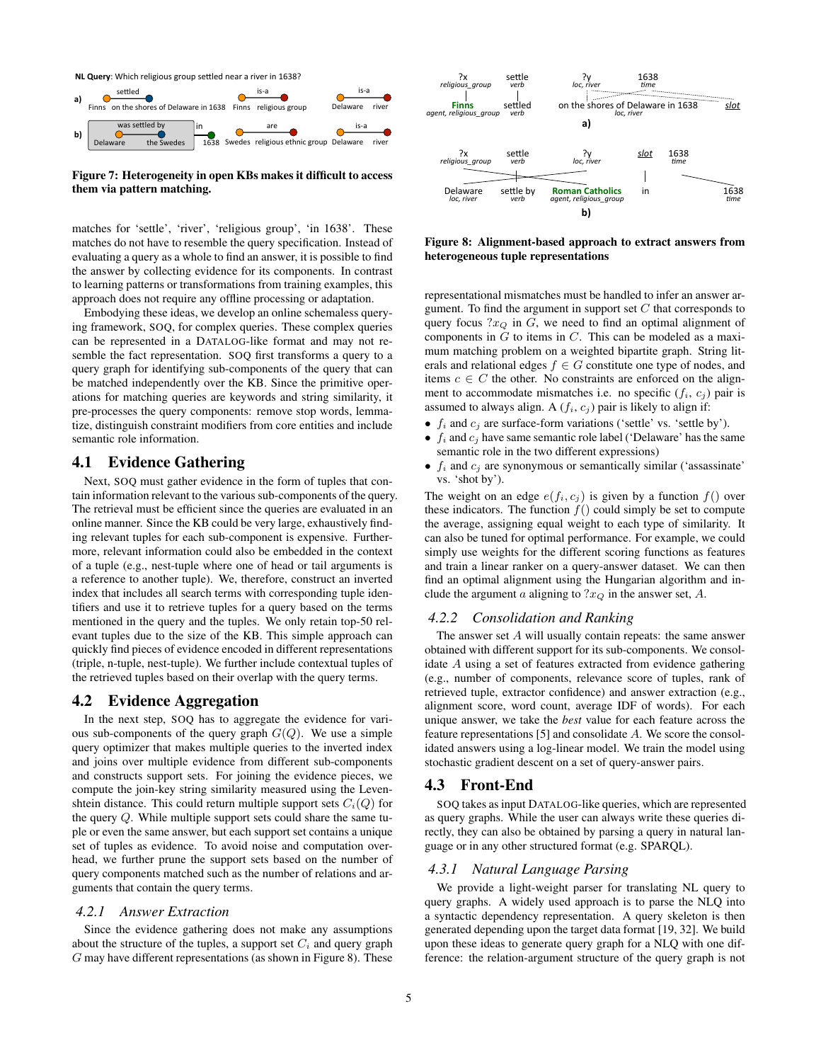**NL Query**: Which religious group settled near a river in 1638?

**Figure 7: Heterogeneity in open KBs makes it difficult to access them via pattern matching.**

**Figure 8: Alignment-based approach to extract answers from heterogeneous tuple representations**

matches for 'settle', 'river', 'religious group', 'in 1638'. These matches do not have to resemble the query specification. Instead of evaluating a query as a whole to find an answer, it is possible to find the answer by collecting evidence for its components. In contrast to learning patterns or transformations from training examples, this approach does not require any offline processing or adaptation.

Embodying these ideas, we develop an online schemaless querying framework, SOQ, for complex queries. These complex queries can be represented in a DATALOG-like format and may not resemble the fact representation. SOQ first transforms a query to a query graph for identifying sub-components of the query that can be matched independently over the KB. Since the primitive operations for matching queries are keywords and string similarity, it pre-processes the query components: remove stop words, lemmatize, distinguish constraint modifiers from core entities and include semantic role information.

## 4.1 Evidence Gathering

Next, SOQ must gather evidence in the form of tuples that contain information relevant to the various sub-components of the query. The retrieval must be efficient since the queries are evaluated in an online manner. Since the KB could be very large, exhaustively finding relevant tuples for each sub-component is expensive. Furthermore, relevant information could also be embedded in the context of a tuple (e.g., nest-tuple where one of head or tail arguments is a reference to another tuple). We, therefore, construct an inverted index that includes all search terms with corresponding tuple identifiers and use it to retrieve tuples for a query based on the terms mentioned in the query and the tuples. We only retain top-50 relevant tuples due to the size of the KB. This simple approach can quickly find pieces of evidence encoded in different representations (triple, n-tuple, nest-tuple). We further include contextual tuples of the retrieved tuples based on their overlap with the query terms.

## 4.2 Evidence Aggregation

In the next step, SOQ has to aggregate the evidence for various sub-components of the query graph $G(Q)$. We use a simple query optimizer that makes multiple queries to the inverted index and joins over multiple evidence from different sub-components and constructs support sets. For joining the evidence pieces, we compute the join-key string similarity measured using the Levenshtein distance. This could return multiple support sets $C_i(Q)$ for the query $Q$. While multiple support sets could share the same tuple or even the same answer, but each support set contains a unique set of tuples as evidence. To avoid noise and computation overhead, we further prune the support sets based on the number of query components matched such as the number of relations and arguments that contain the query terms.

### 4.2.1 Answer Extraction

Since the evidence gathering does not make any assumptions about the structure of the tuples, a support set $C_i$ and query graph $G$ may have different representations (as shown in Figure 8). These representational mismatches must be handled to infer an answer argument. To find the argument in support set $C$ that corresponds to query focus $?x_Q$ in $G$, we need to find an optimal alignment of components in $G$ to items in $C$. This can be modeled as a maximum matching problem on a weighted bipartite graph. String literals and relational edges $f \in G$ constitute one type of nodes, and items $c \in C$ the other. No constraints are enforced on the alignment to accommodate mismatches i.e. no specific ($f_i$, $c_j$) pair is assumed to always align. A ($f_i$, $c_j$) pair is likely to align if:

- $f_i$ and $c_j$ are surface-form variations ('settle' vs. 'settle by').
- $f_i$ and $c_j$ have same semantic role label ('Delaware' has the same semantic role in the two different expressions)
- $f_i$ and $c_j$ are synonymous or semantically similar ('assassinate' vs. 'shot by').

The weight on an edge $e(f_i, c_j)$ is given by a function $f()$ over these indicators. The function $f()$ could simply be set to compute the average, assigning equal weight to each type of similarity. It can also be tuned for optimal performance. For example, we could simply use weights for the different scoring functions as features and train a linear ranker on a query-answer dataset. We can then find an optimal alignment using the Hungarian algorithm and include the argument $a$ aligning to $?x_Q$ in the answer set, $A$.

### 4.2.2 Consolidation and Ranking

The answer set $A$ will usually contain repeats: the same answer obtained with different support for its sub-components. We consolidate $A$ using a set of features extracted from evidence gathering (e.g., number of components, relevance score of tuples, rank of retrieved tuple, extractor confidence) and answer extraction (e.g., alignment score, word count, average IDF of words). For each unique answer, we take the *best* value for each feature across the feature representations [5] and consolidate $A$. We score the consolidated answers using a log-linear model. We train the model using stochastic gradient descent on a set of query-answer pairs.

## 4.3 Front-End

SOQ takes as input DATALOG-like queries, which are represented as query graphs. While the user can always write these queries directly, they can also be obtained by parsing a query in natural language or in any other structured format (e.g. SPARQL).

### 4.3.1 Natural Language Parsing

We provide a light-weight parser for translating NL query to query graphs. A widely used approach is to parse the NLQ into a syntactic dependency representation. A query skeleton is then generated depending upon the target data format [19, 32]. We build upon these ideas to generate query graph for a NLQ with one difference: the relation-argument structure of the query graph is not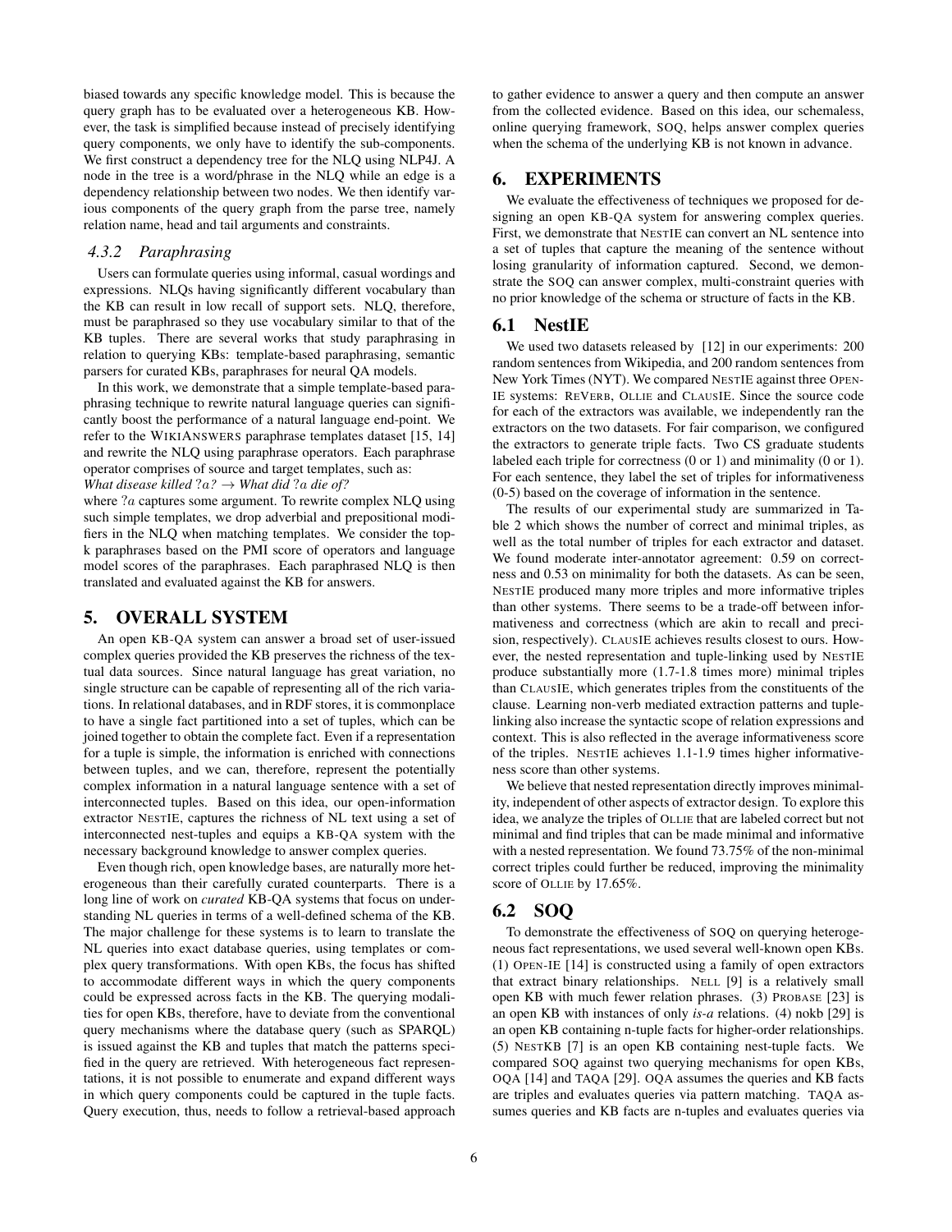biased towards any specific knowledge model. This is because the query graph has to be evaluated over a heterogeneous KB. However, the task is simplified because instead of precisely identifying query components, we only have to identify the sub-components. We first construct a dependency tree for the NLQ using NLP4J. A node in the tree is a word/phrase in the NLQ while an edge is a dependency relationship between two nodes. We then identify various components of the query graph from the parse tree, namely relation name, head and tail arguments and constraints.

### 4.3.2 Paraphrasing

Users can formulate queries using informal, casual wordings and expressions. NLQs having significantly different vocabulary than the KB can result in low recall of support sets. NLQ, therefore, must be paraphrased so they use vocabulary similar to that of the KB tuples. There are several works that study paraphrasing in relation to querying KBs: template-based paraphrasing, semantic parsers for curated KBs, paraphrases for neural QA models.

In this work, we demonstrate that a simple template-based paraphrasing technique to rewrite natural language queries can significantly boost the performance of a natural language end-point. We refer to the WIKIANSWERS paraphrase templates dataset [15, 14] and rewrite the NLQ using paraphrase operators. Each paraphrase operator comprises of source and target templates, such as:

*What disease killed* $?a$*?* $\rightarrow$ *What did* $?a$ *die of?*

where $?a$ captures some argument. To rewrite complex NLQ using such simple templates, we drop adverbial and prepositional modifiers in the NLQ when matching templates. We consider the top-k paraphrases based on the PMI score of operators and language model scores of the paraphrases. Each paraphrased NLQ is then translated and evaluated against the KB for answers.

## 5. OVERALL SYSTEM

An open KB-QA system can answer a broad set of user-issued complex queries provided the KB preserves the richness of the textual data sources. Since natural language has great variation, no single structure can be capable of representing all of the rich variations. In relational databases, and in RDF stores, it is commonplace to have a single fact partitioned into a set of tuples, which can be joined together to obtain the complete fact. Even if a representation for a tuple is simple, the information is enriched with connections between tuples, and we can, therefore, represent the potentially complex information in a natural language sentence with a set of interconnected tuples. Based on this idea, our open-information extractor NESTIE, captures the richness of NL text using a set of interconnected nest-tuples and equips a KB-QA system with the necessary background knowledge to answer complex queries.

Even though rich, open knowledge bases, are naturally more heterogeneous than their carefully curated counterparts. There is a long line of work on *curated* KB-QA systems that focus on understanding NL queries in terms of a well-defined schema of the KB. The major challenge for these systems is to learn to translate the NL queries into exact database queries, using templates or complex query transformations. With open KBs, the focus has shifted to accommodate different ways in which the query components could be expressed across facts in the KB. The querying modalities for open KBs, therefore, have to deviate from the conventional query mechanisms where the database query (such as SPARQL) is issued against the KB and tuples that match the patterns specified in the query are retrieved. With heterogeneous fact representations, it is not possible to enumerate and expand different ways in which query components could be captured in the tuple facts. Query execution, thus, needs to follow a retrieval-based approach to gather evidence to answer a query and then compute an answer from the collected evidence. Based on this idea, our schemaless, online querying framework, SOQ, helps answer complex queries when the schema of the underlying KB is not known in advance.

## 6. EXPERIMENTS

We evaluate the effectiveness of techniques we proposed for designing an open KB-QA system for answering complex queries. First, we demonstrate that NESTIE can convert an NL sentence into a set of tuples that capture the meaning of the sentence without losing granularity of information captured. Second, we demonstrate the SOQ can answer complex, multi-constraint queries with no prior knowledge of the schema or structure of facts in the KB.

## 6.1 NestIE

We used two datasets released by [12] in our experiments: 200 random sentences from Wikipedia, and 200 random sentences from New York Times (NYT). We compared NESTIE against three OPEN-IE systems: REVERB, OLLIE and CLAUSIE. Since the source code for each of the extractors was available, we independently ran the extractors on the two datasets. For fair comparison, we configured the extractors to generate triple facts. Two CS graduate students labeled each triple for correctness (0 or 1) and minimality (0 or 1). For each sentence, they label the set of triples for informativeness (0-5) based on the coverage of information in the sentence.

The results of our experimental study are summarized in Table 2 which shows the number of correct and minimal triples, as well as the total number of triples for each extractor and dataset. We found moderate inter-annotator agreement: 0.59 on correctness and 0.53 on minimality for both the datasets. As can be seen, NESTIE produced many more triples and more informative triples than other systems. There seems to be a trade-off between informativeness and correctness (which are akin to recall and precision, respectively). CLAUSIE achieves results closest to ours. However, the nested representation and tuple-linking used by NESTIE produce substantially more (1.7-1.8 times more) minimal triples than CLAUSIE, which generates triples from the constituents of the clause. Learning non-verb mediated extraction patterns and tuple-linking also increase the syntactic scope of relation expressions and context. This is also reflected in the average informativeness score of the triples. NESTIE achieves 1.1-1.9 times higher informativeness score than other systems.

We believe that nested representation directly improves minimality, independent of other aspects of extractor design. To explore this idea, we analyze the triples of OLLIE that are labeled correct but not minimal and find triples that can be made minimal and informative with a nested representation. We found 73.75% of the non-minimal correct triples could further be reduced, improving the minimality score of OLLIE by 17.65%.

## 6.2 SOQ

To demonstrate the effectiveness of SOQ on querying heterogeneous fact representations, we used several well-known open KBs. (1) OPEN-IE [14] is constructed using a family of open extractors that extract binary relationships. NELL [9] is a relatively small open KB with much fewer relation phrases. (3) PROBASE [23] is an open KB with instances of only *is-a* relations. (4) nokb [29] is an open KB containing n-tuple facts for higher-order relationships. (5) NESTKB [7] is an open KB containing nest-tuple facts. We compared SOQ against two querying mechanisms for open KBs, OQA [14] and TAQA [29]. OQA assumes the queries and KB facts are triples and evaluates queries via pattern matching. TAQA assumes queries and KB facts are n-tuples and evaluates queries via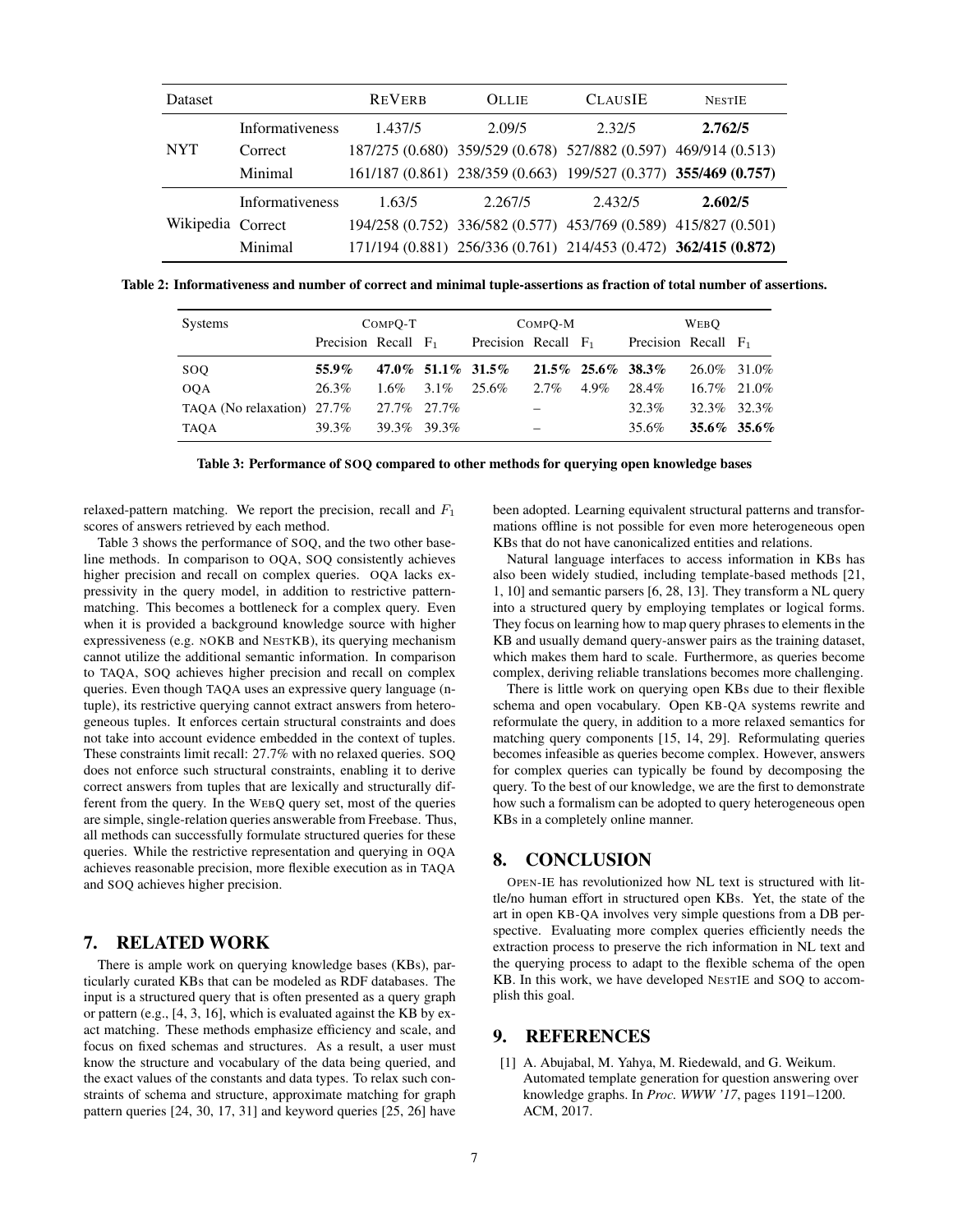| Dataset | | ReVerb | Ollie | ClausIE | NestIE |
|---|---|---|---|---|---|
| NYT | Informativeness | 1.437/5 | 2.09/5 | 2.32/5 | **2.762/5** |
| | Correct | 187/275 (0.680) | 359/529 (0.678) | 527/882 (0.597) | 469/914 (0.513) |
| | Minimal | 161/187 (0.861) | 238/359 (0.663) | 199/527 (0.377) | **355/469 (0.757)** |
| Wikipedia | Informativeness | 1.63/5 | 2.267/5 | 2.432/5 | **2.602/5** |
| | Correct | 194/258 (0.752) | 336/582 (0.577) | 453/769 (0.589) | 415/827 (0.501) |
| | Minimal | 171/194 (0.881) | 256/336 (0.761) | 214/453 (0.472) | **362/415 (0.872)** |

**Table 2: Informativeness and number of correct and minimal tuple-assertions as fraction of total number of assertions.**

| Systems | CompQ-T | | | CompQ-M | | | WebQ | | |
|---|---|---|---|---|---|---|---|---|---|
| | Precision | Recall | $F_1$ | Precision | Recall | $F_1$ | Precision | Recall | $F_1$ |
| SOQ | **55.9%** | **47.0%** | **51.1%** | **31.5%** | **21.5%** | **25.6%** | **38.3%** | 26.0% | 31.0% |
| OQA | 26.3% | 1.6% | 3.1% | 25.6% | 2.7% | 4.9% | 28.4% | 16.7% | 21.0% |
| TAQA (No relaxation) | 27.7% | 27.7% | 27.7% | | – | | 32.3% | 32.3% | 32.3% |
| TAQA | 39.3% | 39.3% | 39.3% | | – | | 35.6% | **35.6%** | **35.6%** |

**Table 3: Performance of SOQ compared to other methods for querying open knowledge bases**

relaxed-pattern matching. We report the precision, recall and $F_1$ scores of answers retrieved by each method.

Table 3 shows the performance of SOQ, and the two other baseline methods. In comparison to OQA, SOQ consistently achieves higher precision and recall on complex queries. OQA lacks expressivity in the query model, in addition to restrictive pattern-matching. This becomes a bottleneck for a complex query. Even when it is provided a background knowledge source with higher expressiveness (e.g. nOKB and NestKB), its querying mechanism cannot utilize the additional semantic information. In comparison to TAQA, SOQ achieves higher precision and recall on complex queries. Even though TAQA uses an expressive query language (n-tuple), its restrictive querying cannot extract answers from heterogeneous tuples. It enforces certain structural constraints and does not take into account evidence embedded in the context of tuples. These constraints limit recall: 27.7% with no relaxed queries. SOQ does not enforce such structural constraints, enabling it to derive correct answers from tuples that are lexically and structurally different from the query. In the WebQ query set, most of the queries are simple, single-relation queries answerable from Freebase. Thus, all methods can successfully formulate structured queries for these queries. While the restrictive representation and querying in OQA achieves reasonable precision, more flexible execution as in TAQA and SOQ achieves higher precision.

## 7. RELATED WORK

There is ample work on querying knowledge bases (KBs), particularly curated KBs that can be modeled as RDF databases. The input is a structured query that is often presented as a query graph or pattern (e.g., [4, 3, 16], which is evaluated against the KB by exact matching. These methods emphasize efficiency and scale, and focus on fixed schemas and structures. As a result, a user must know the structure and vocabulary of the data being queried, and the exact values of the constants and data types. To relax such constraints of schema and structure, approximate matching for graph pattern queries [24, 30, 17, 31] and keyword queries [25, 26] have been adopted. Learning equivalent structural patterns and transformations offline is not possible for even more heterogeneous open KBs that do not have canonicalized entities and relations.

Natural language interfaces to access information in KBs has also been widely studied, including template-based methods [21, 1, 10] and semantic parsers [6, 28, 13]. They transform a NL query into a structured query by employing templates or logical forms. They focus on learning how to map query phrases to elements in the KB and usually demand query-answer pairs as the training dataset, which makes them hard to scale. Furthermore, as queries become complex, deriving reliable translations becomes more challenging.

There is little work on querying open KBs due to their flexible schema and open vocabulary. Open KB-QA systems rewrite and reformulate the query, in addition to a more relaxed semantics for matching query components [15, 14, 29]. Reformulating queries becomes infeasible as queries become complex. However, answers for complex queries can typically be found by decomposing the query. To the best of our knowledge, we are the first to demonstrate how such a formalism can be adopted to query heterogeneous open KBs in a completely online manner.

## 8. CONCLUSION

Open-IE has revolutionized how NL text is structured with little/no human effort in structured open KBs. Yet, the state of the art in open KB-QA involves very simple questions from a DB perspective. Evaluating more complex queries efficiently needs the extraction process to preserve the rich information in NL text and the querying process to adapt to the flexible schema of the open KB. In this work, we have developed NestIE and SOQ to accomplish this goal.

## 9. REFERENCES

[1] A. Abujabal, M. Yahya, M. Riedewald, and G. Weikum. Automated template generation for question answering over knowledge graphs. In *Proc. WWW '17*, pages 1191–1200. ACM, 2017.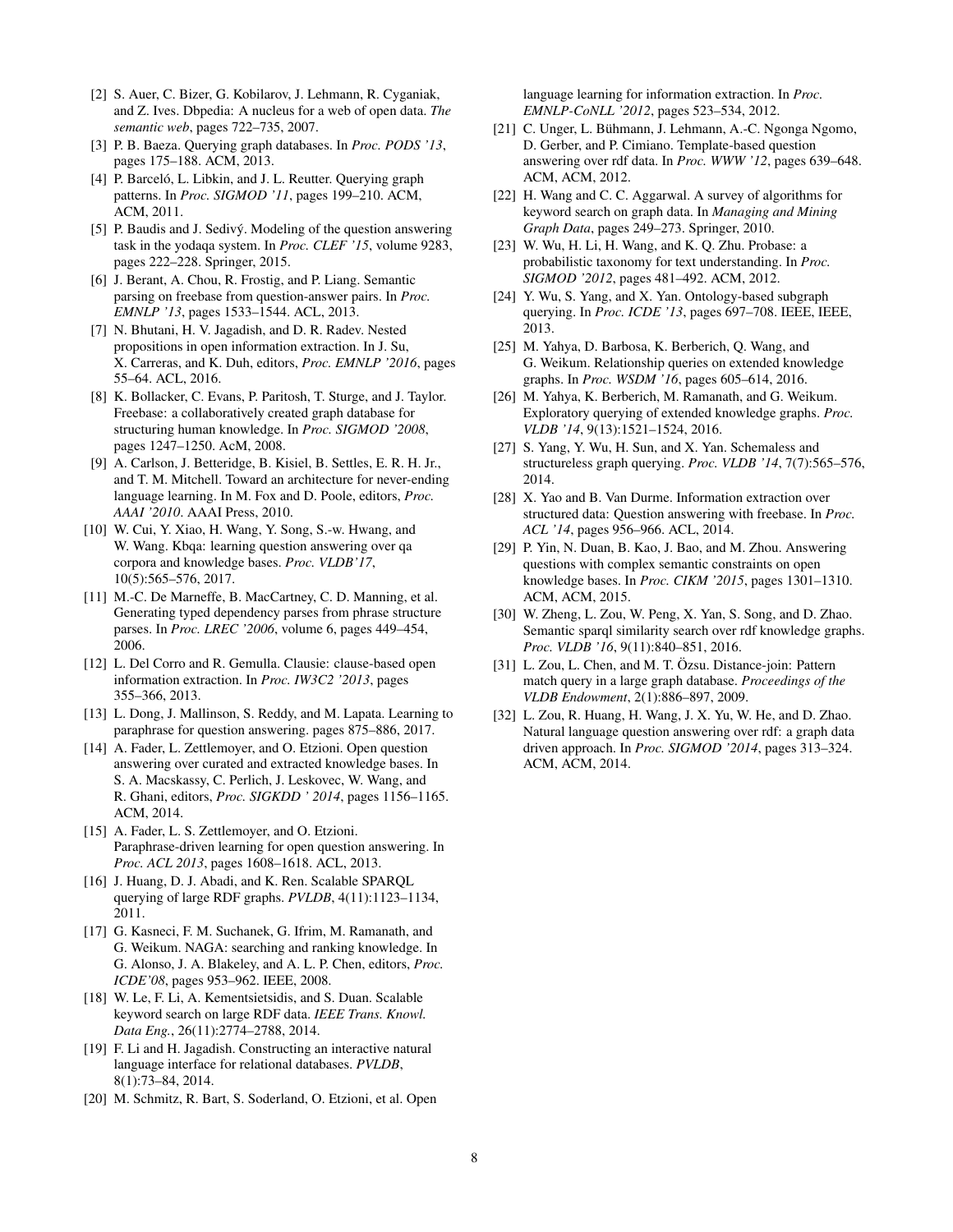[2] S. Auer, C. Bizer, G. Kobilarov, J. Lehmann, R. Cyganiak, and Z. Ives. Dbpedia: A nucleus for a web of open data. *The semantic web*, pages 722–735, 2007.

[3] P. B. Baeza. Querying graph databases. In *Proc. PODS '13*, pages 175–188. ACM, 2013.

[4] P. Barceló, L. Libkin, and J. L. Reutter. Querying graph patterns. In *Proc. SIGMOD '11*, pages 199–210. ACM, ACM, 2011.

[5] P. Baudis and J. Sedivý. Modeling of the question answering task in the yodaqa system. In *Proc. CLEF '15*, volume 9283, pages 222–228. Springer, 2015.

[6] J. Berant, A. Chou, R. Frostig, and P. Liang. Semantic parsing on freebase from question-answer pairs. In *Proc. EMNLP '13*, pages 1533–1544. ACL, 2013.

[7] N. Bhutani, H. V. Jagadish, and D. R. Radev. Nested propositions in open information extraction. In J. Su, X. Carreras, and K. Duh, editors, *Proc. EMNLP '2016*, pages 55–64. ACL, 2016.

[8] K. Bollacker, C. Evans, P. Paritosh, T. Sturge, and J. Taylor. Freebase: a collaboratively created graph database for structuring human knowledge. In *Proc. SIGMOD '2008*, pages 1247–1250. AcM, 2008.

[9] A. Carlson, J. Betteridge, B. Kisiel, B. Settles, E. R. H. Jr., and T. M. Mitchell. Toward an architecture for never-ending language learning. In M. Fox and D. Poole, editors, *Proc. AAAI '2010*. AAAI Press, 2010.

[10] W. Cui, Y. Xiao, H. Wang, Y. Song, S.-w. Hwang, and W. Wang. Kbqa: learning question answering over qa corpora and knowledge bases. *Proc. VLDB'17*, 10(5):565–576, 2017.

[11] M.-C. De Marneffe, B. MacCartney, C. D. Manning, et al. Generating typed dependency parses from phrase structure parses. In *Proc. LREC '2006*, volume 6, pages 449–454, 2006.

[12] L. Del Corro and R. Gemulla. Clausie: clause-based open information extraction. In *Proc. IW3C2 '2013*, pages 355–366, 2013.

[13] L. Dong, J. Mallinson, S. Reddy, and M. Lapata. Learning to paraphrase for question answering. pages 875–886, 2017.

[14] A. Fader, L. Zettlemoyer, and O. Etzioni. Open question answering over curated and extracted knowledge bases. In S. A. Macskassy, C. Perlich, J. Leskovec, W. Wang, and R. Ghani, editors, *Proc. SIGKDD ' 2014*, pages 1156–1165. ACM, 2014.

[15] A. Fader, L. S. Zettlemoyer, and O. Etzioni. Paraphrase-driven learning for open question answering. In *Proc. ACL 2013*, pages 1608–1618. ACL, 2013.

[16] J. Huang, D. J. Abadi, and K. Ren. Scalable SPARQL querying of large RDF graphs. *PVLDB*, 4(11):1123–1134, 2011.

[17] G. Kasneci, F. M. Suchanek, G. Ifrim, M. Ramanath, and G. Weikum. NAGA: searching and ranking knowledge. In G. Alonso, J. A. Blakeley, and A. L. P. Chen, editors, *Proc. ICDE'08*, pages 953–962. IEEE, 2008.

[18] W. Le, F. Li, A. Kementsietsidis, and S. Duan. Scalable keyword search on large RDF data. *IEEE Trans. Knowl. Data Eng.*, 26(11):2774–2788, 2014.

[19] F. Li and H. Jagadish. Constructing an interactive natural language interface for relational databases. *PVLDB*, 8(1):73–84, 2014.

[20] M. Schmitz, R. Bart, S. Soderland, O. Etzioni, et al. Open language learning for information extraction. In *Proc. EMNLP-CoNLL '2012*, pages 523–534, 2012.

[21] C. Unger, L. Bühmann, J. Lehmann, A.-C. Ngonga Ngomo, D. Gerber, and P. Cimiano. Template-based question answering over rdf data. In *Proc. WWW '12*, pages 639–648. ACM, ACM, 2012.

[22] H. Wang and C. C. Aggarwal. A survey of algorithms for keyword search on graph data. In *Managing and Mining Graph Data*, pages 249–273. Springer, 2010.

[23] W. Wu, H. Li, H. Wang, and K. Q. Zhu. Probase: a probabilistic taxonomy for text understanding. In *Proc. SIGMOD '2012*, pages 481–492. ACM, 2012.

[24] Y. Wu, S. Yang, and X. Yan. Ontology-based subgraph querying. In *Proc. ICDE '13*, pages 697–708. IEEE, IEEE, 2013.

[25] M. Yahya, D. Barbosa, K. Berberich, Q. Wang, and G. Weikum. Relationship queries on extended knowledge graphs. In *Proc. WSDM '16*, pages 605–614, 2016.

[26] M. Yahya, K. Berberich, M. Ramanath, and G. Weikum. Exploratory querying of extended knowledge graphs. *Proc. VLDB '14*, 9(13):1521–1524, 2016.

[27] S. Yang, Y. Wu, H. Sun, and X. Yan. Schemaless and structureless graph querying. *Proc. VLDB '14*, 7(7):565–576, 2014.

[28] X. Yao and B. Van Durme. Information extraction over structured data: Question answering with freebase. In *Proc. ACL '14*, pages 956–966. ACL, 2014.

[29] P. Yin, N. Duan, B. Kao, J. Bao, and M. Zhou. Answering questions with complex semantic constraints on open knowledge bases. In *Proc. CIKM '2015*, pages 1301–1310. ACM, ACM, 2015.

[30] W. Zheng, L. Zou, W. Peng, X. Yan, S. Song, and D. Zhao. Semantic sparql similarity search over rdf knowledge graphs. *Proc. VLDB '16*, 9(11):840–851, 2016.

[31] L. Zou, L. Chen, and M. T. Özsu. Distance-join: Pattern match query in a large graph database. *Proceedings of the VLDB Endowment*, 2(1):886–897, 2009.

[32] L. Zou, R. Huang, H. Wang, J. X. Yu, W. He, and D. Zhao. Natural language question answering over rdf: a graph data driven approach. In *Proc. SIGMOD '2014*, pages 313–324. ACM, ACM, 2014.